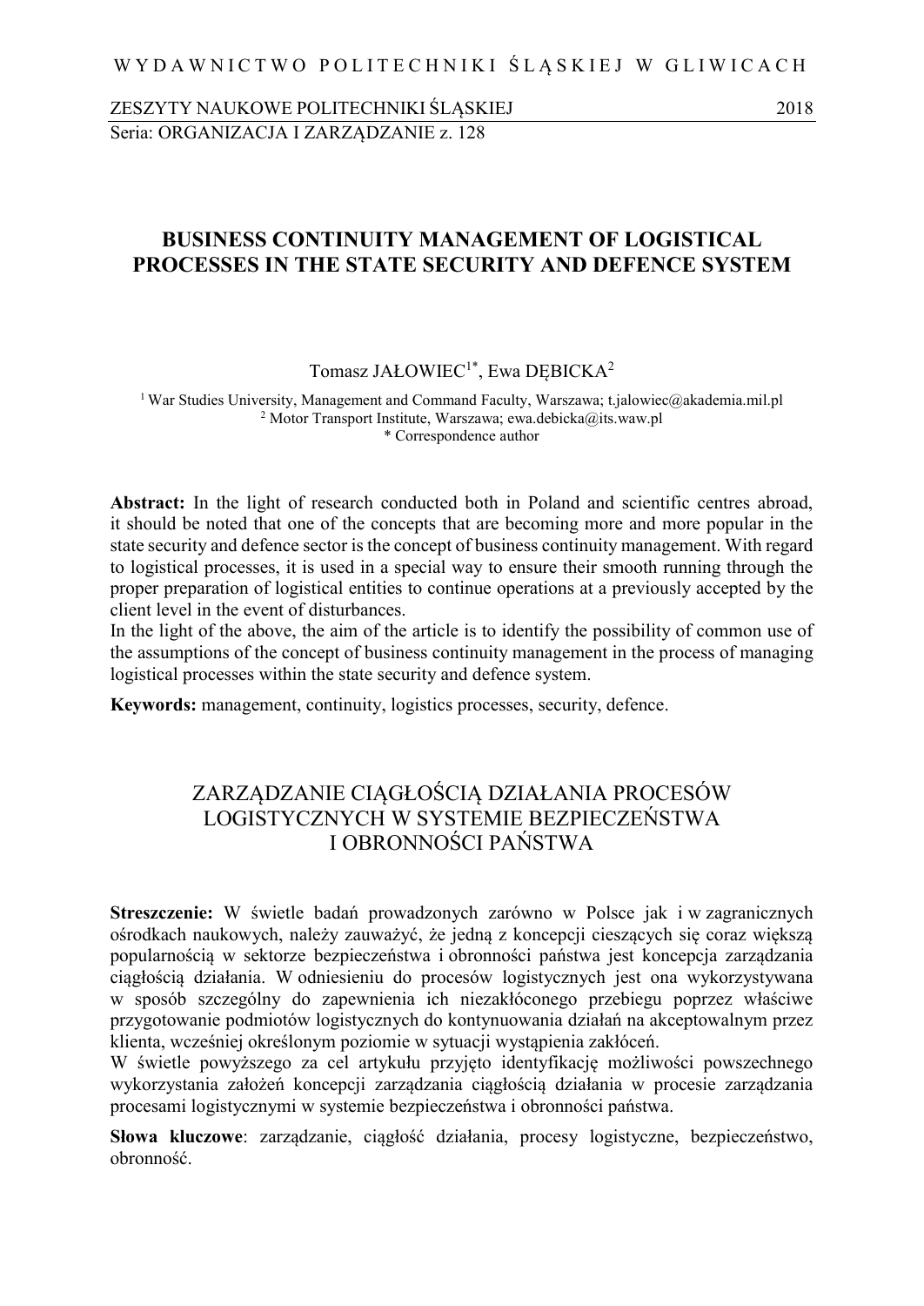# BUSINESS CONTINUITY MANAGEMENT OF LOGISTICAL PROCESSES IN THE STATE SECURITY AND DEFENCE SYSTEM

Tomasz JAŁOWIEC[1*], Ewa DĘBICKA[2]

[1] War Studies University, Management and Command Faculty, Warszawa; t.jalowiec@akademia.mil.pl
[2] Motor Transport Institute, Warszawa; ewa.debicka@its.waw.pl
\* Correspondence author

**Abstract:** In the light of research conducted both in Poland and scientific centres abroad, it should be noted that one of the concepts that are becoming more and more popular in the state security and defence sector is the concept of business continuity management. With regard to logistical processes, it is used in a special way to ensure their smooth running through the proper preparation of logistical entities to continue operations at a previously accepted by the client level in the event of disturbances.
In the light of the above, the aim of the article is to identify the possibility of common use of the assumptions of the concept of business continuity management in the process of managing logistical processes within the state security and defence system.

**Keywords:** management, continuity, logistics processes, security, defence.

# ZARZĄDZANIE CIĄGŁOŚCIĄ DZIAŁANIA PROCESÓW LOGISTYCZNYCH W SYSTEMIE BEZPIECZEŃSTWA I OBRONNOŚCI PAŃSTWA

**Streszczenie:** W świetle badań prowadzonych zarówno w Polsce jak i w zagranicznych ośrodkach naukowych, należy zauważyć, że jedną z koncepcji cieszących się coraz większą popularnością w sektorze bezpieczeństwa i obronności państwa jest koncepcja zarządzania ciągłością działania. W odniesieniu do procesów logistycznych jest ona wykorzystywana w sposób szczególny do zapewnienia ich niezakłóconego przebiegu poprzez właściwe przygotowanie podmiotów logistycznych do kontynuowania działań na akceptowalnym przez klienta, wcześniej określonym poziomie w sytuacji wystąpienia zakłóceń.
W świetle powyższego za cel artykułu przyjęto identyfikację możliwości powszechnego wykorzystania założeń koncepcji zarządzania ciągłością działania w procesie zarządzania procesami logistycznymi w systemie bezpieczeństwa i obronności państwa.

**Słowa kluczowe**: zarządzanie, ciągłość działania, procesy logistyczne, bezpieczeństwo, obronność.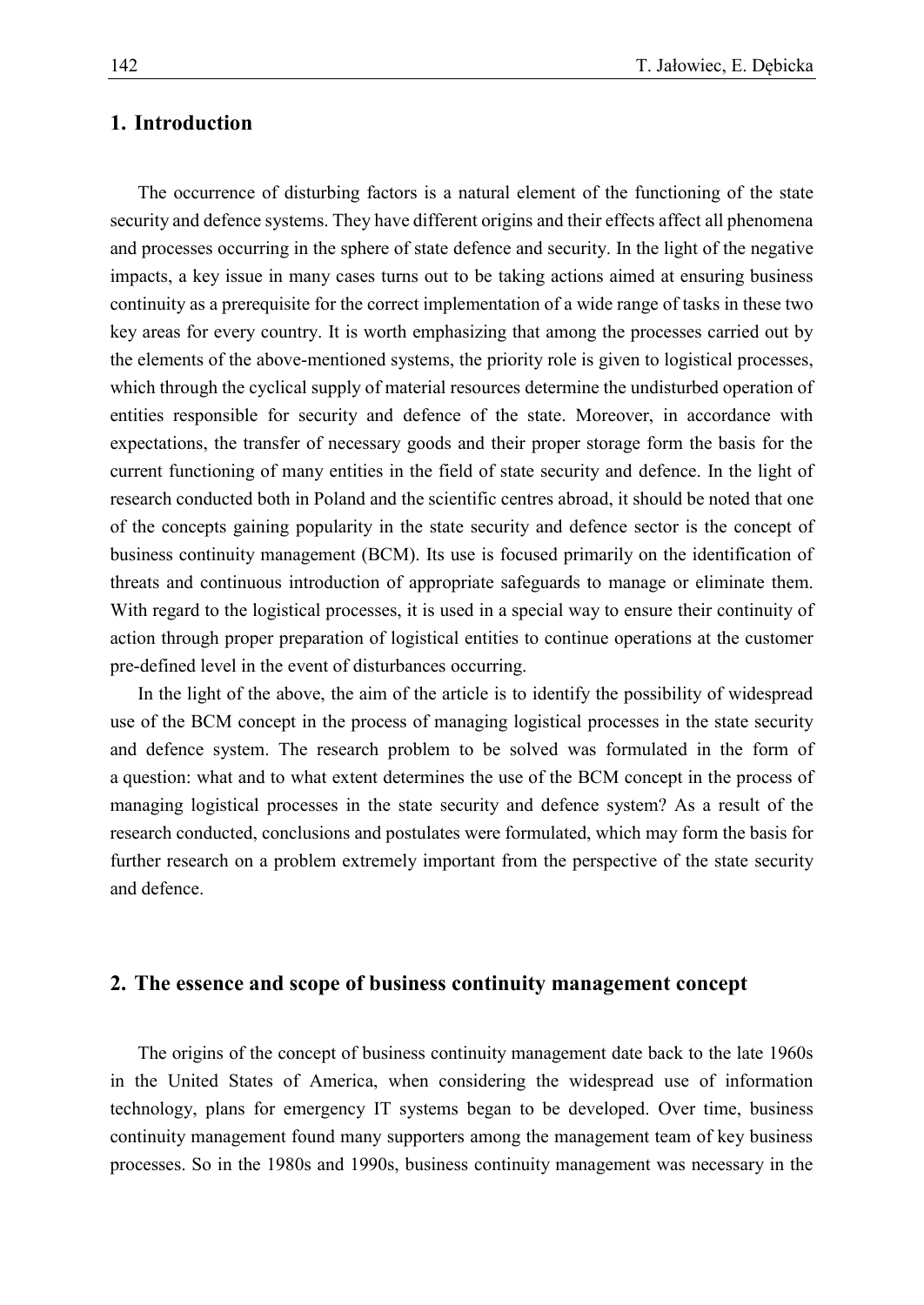## 1. Introduction

The occurrence of disturbing factors is a natural element of the functioning of the state security and defence systems. They have different origins and their effects affect all phenomena and processes occurring in the sphere of state defence and security. In the light of the negative impacts, a key issue in many cases turns out to be taking actions aimed at ensuring business continuity as a prerequisite for the correct implementation of a wide range of tasks in these two key areas for every country. It is worth emphasizing that among the processes carried out by the elements of the above-mentioned systems, the priority role is given to logistical processes, which through the cyclical supply of material resources determine the undisturbed operation of entities responsible for security and defence of the state. Moreover, in accordance with expectations, the transfer of necessary goods and their proper storage form the basis for the current functioning of many entities in the field of state security and defence. In the light of research conducted both in Poland and the scientific centres abroad, it should be noted that one of the concepts gaining popularity in the state security and defence sector is the concept of business continuity management (BCM). Its use is focused primarily on the identification of threats and continuous introduction of appropriate safeguards to manage or eliminate them. With regard to the logistical processes, it is used in a special way to ensure their continuity of action through proper preparation of logistical entities to continue operations at the customer pre-defined level in the event of disturbances occurring.

In the light of the above, the aim of the article is to identify the possibility of widespread use of the BCM concept in the process of managing logistical processes in the state security and defence system. The research problem to be solved was formulated in the form of a question: what and to what extent determines the use of the BCM concept in the process of managing logistical processes in the state security and defence system? As a result of the research conducted, conclusions and postulates were formulated, which may form the basis for further research on a problem extremely important from the perspective of the state security and defence.

## 2. The essence and scope of business continuity management concept

The origins of the concept of business continuity management date back to the late 1960s in the United States of America, when considering the widespread use of information technology, plans for emergency IT systems began to be developed. Over time, business continuity management found many supporters among the management team of key business processes. So in the 1980s and 1990s, business continuity management was necessary in the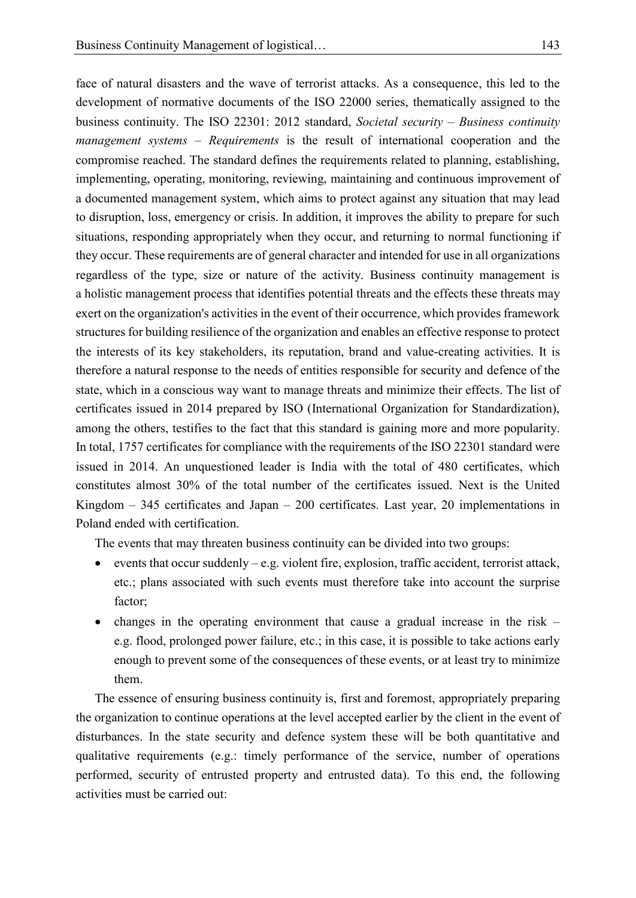face of natural disasters and the wave of terrorist attacks. As a consequence, this led to the development of normative documents of the ISO 22000 series, thematically assigned to the business continuity. The ISO 22301: 2012 standard, *Societal security – Business continuity management systems – Requirements* is the result of international cooperation and the compromise reached. The standard defines the requirements related to planning, establishing, implementing, operating, monitoring, reviewing, maintaining and continuous improvement of a documented management system, which aims to protect against any situation that may lead to disruption, loss, emergency or crisis. In addition, it improves the ability to prepare for such situations, responding appropriately when they occur, and returning to normal functioning if they occur. These requirements are of general character and intended for use in all organizations regardless of the type, size or nature of the activity. Business continuity management is a holistic management process that identifies potential threats and the effects these threats may exert on the organization's activities in the event of their occurrence, which provides framework structures for building resilience of the organization and enables an effective response to protect the interests of its key stakeholders, its reputation, brand and value-creating activities. It is therefore a natural response to the needs of entities responsible for security and defence of the state, which in a conscious way want to manage threats and minimize their effects. The list of certificates issued in 2014 prepared by ISO (International Organization for Standardization), among the others, testifies to the fact that this standard is gaining more and more popularity. In total, 1757 certificates for compliance with the requirements of the ISO 22301 standard were issued in 2014. An unquestioned leader is India with the total of 480 certificates, which constitutes almost 30% of the total number of the certificates issued. Next is the United Kingdom – 345 certificates and Japan – 200 certificates. Last year, 20 implementations in Poland ended with certification.

The events that may threaten business continuity can be divided into two groups:

- events that occur suddenly – e.g. violent fire, explosion, traffic accident, terrorist attack, etc.; plans associated with such events must therefore take into account the surprise factor;
- changes in the operating environment that cause a gradual increase in the risk – e.g. flood, prolonged power failure, etc.; in this case, it is possible to take actions early enough to prevent some of the consequences of these events, or at least try to minimize them.

The essence of ensuring business continuity is, first and foremost, appropriately preparing the organization to continue operations at the level accepted earlier by the client in the event of disturbances. In the state security and defence system these will be both quantitative and qualitative requirements (e.g.: timely performance of the service, number of operations performed, security of entrusted property and entrusted data). To this end, the following activities must be carried out: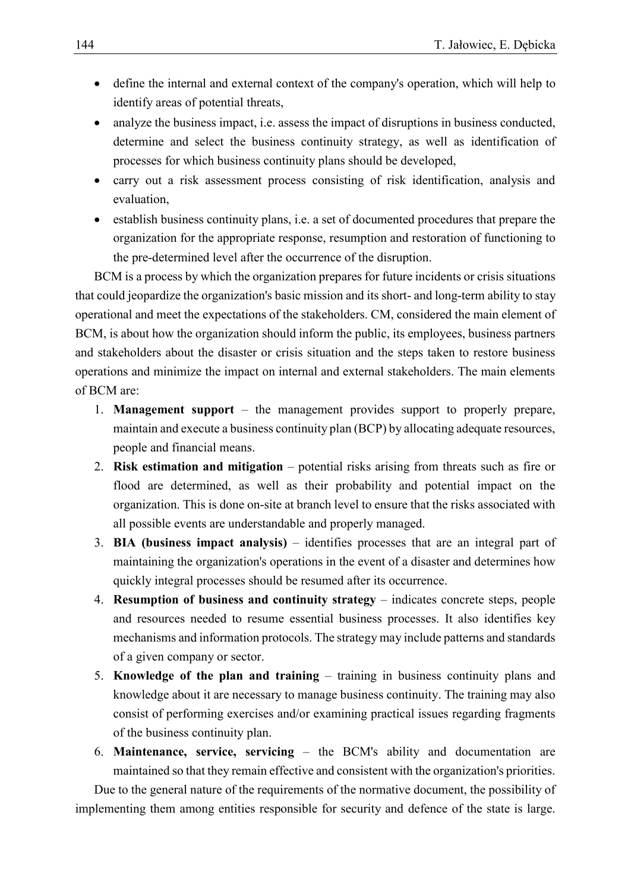- define the internal and external context of the company's operation, which will help to identify areas of potential threats,
- analyze the business impact, i.e. assess the impact of disruptions in business conducted, determine and select the business continuity strategy, as well as identification of processes for which business continuity plans should be developed,
- carry out a risk assessment process consisting of risk identification, analysis and evaluation,
- establish business continuity plans, i.e. a set of documented procedures that prepare the organization for the appropriate response, resumption and restoration of functioning to the pre-determined level after the occurrence of the disruption.

BCM is a process by which the organization prepares for future incidents or crisis situations that could jeopardize the organization's basic mission and its short- and long-term ability to stay operational and meet the expectations of the stakeholders. CM, considered the main element of BCM, is about how the organization should inform the public, its employees, business partners and stakeholders about the disaster or crisis situation and the steps taken to restore business operations and minimize the impact on internal and external stakeholders. The main elements of BCM are:

1. **Management support** – the management provides support to properly prepare, maintain and execute a business continuity plan (BCP) by allocating adequate resources, people and financial means.
2. **Risk estimation and mitigation** – potential risks arising from threats such as fire or flood are determined, as well as their probability and potential impact on the organization. This is done on-site at branch level to ensure that the risks associated with all possible events are understandable and properly managed.
3. **BIA (business impact analysis)** – identifies processes that are an integral part of maintaining the organization's operations in the event of a disaster and determines how quickly integral processes should be resumed after its occurrence.
4. **Resumption of business and continuity strategy** – indicates concrete steps, people and resources needed to resume essential business processes. It also identifies key mechanisms and information protocols. The strategy may include patterns and standards of a given company or sector.
5. **Knowledge of the plan and training** – training in business continuity plans and knowledge about it are necessary to manage business continuity. The training may also consist of performing exercises and/or examining practical issues regarding fragments of the business continuity plan.
6. **Maintenance, service, servicing** – the BCM's ability and documentation are maintained so that they remain effective and consistent with the organization's priorities.

Due to the general nature of the requirements of the normative document, the possibility of implementing them among entities responsible for security and defence of the state is large.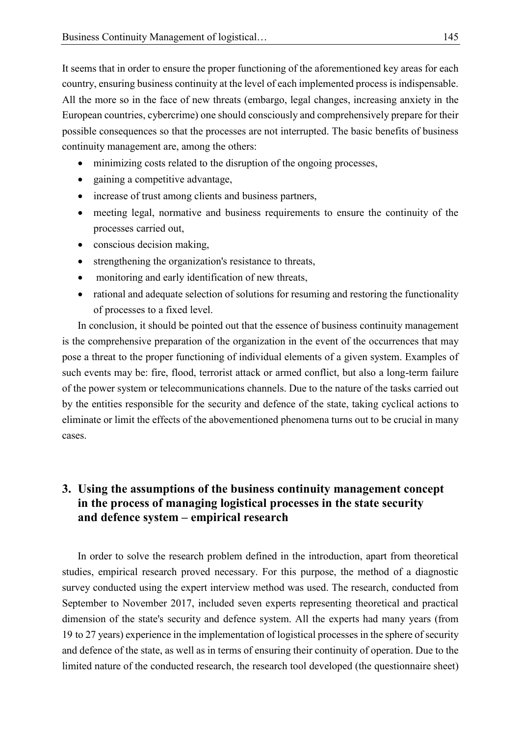It seems that in order to ensure the proper functioning of the aforementioned key areas for each country, ensuring business continuity at the level of each implemented process is indispensable. All the more so in the face of new threats (embargo, legal changes, increasing anxiety in the European countries, cybercrime) one should consciously and comprehensively prepare for their possible consequences so that the processes are not interrupted. The basic benefits of business continuity management are, among the others:

- minimizing costs related to the disruption of the ongoing processes,
- gaining a competitive advantage,
- increase of trust among clients and business partners,
- meeting legal, normative and business requirements to ensure the continuity of the processes carried out,
- conscious decision making,
- strengthening the organization's resistance to threats,
- monitoring and early identification of new threats,
- rational and adequate selection of solutions for resuming and restoring the functionality of processes to a fixed level.

In conclusion, it should be pointed out that the essence of business continuity management is the comprehensive preparation of the organization in the event of the occurrences that may pose a threat to the proper functioning of individual elements of a given system. Examples of such events may be: fire, flood, terrorist attack or armed conflict, but also a long-term failure of the power system or telecommunications channels. Due to the nature of the tasks carried out by the entities responsible for the security and defence of the state, taking cyclical actions to eliminate or limit the effects of the abovementioned phenomena turns out to be crucial in many cases.

## 3. Using the assumptions of the business continuity management concept in the process of managing logistical processes in the state security and defence system – empirical research

In order to solve the research problem defined in the introduction, apart from theoretical studies, empirical research proved necessary. For this purpose, the method of a diagnostic survey conducted using the expert interview method was used. The research, conducted from September to November 2017, included seven experts representing theoretical and practical dimension of the state's security and defence system. All the experts had many years (from 19 to 27 years) experience in the implementation of logistical processes in the sphere of security and defence of the state, as well as in terms of ensuring their continuity of operation. Due to the limited nature of the conducted research, the research tool developed (the questionnaire sheet)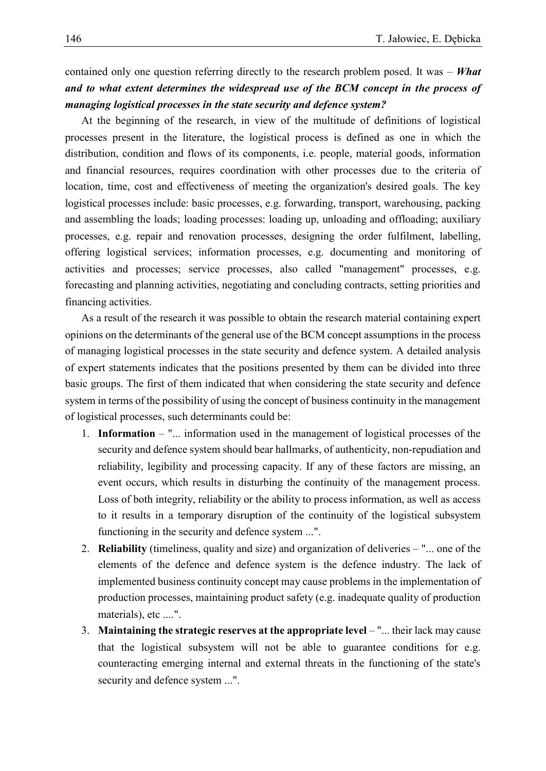contained only one question referring directly to the research problem posed. It was – ***What and to what extent determines the widespread use of the BCM concept in the process of managing logistical processes in the state security and defence system?***

At the beginning of the research, in view of the multitude of definitions of logistical processes present in the literature, the logistical process is defined as one in which the distribution, condition and flows of its components, i.e. people, material goods, information and financial resources, requires coordination with other processes due to the criteria of location, time, cost and effectiveness of meeting the organization's desired goals. The key logistical processes include: basic processes, e.g. forwarding, transport, warehousing, packing and assembling the loads; loading processes: loading up, unloading and offloading; auxiliary processes, e.g. repair and renovation processes, designing the order fulfilment, labelling, offering logistical services; information processes, e.g. documenting and monitoring of activities and processes; service processes, also called "management" processes, e.g. forecasting and planning activities, negotiating and concluding contracts, setting priorities and financing activities.

As a result of the research it was possible to obtain the research material containing expert opinions on the determinants of the general use of the BCM concept assumptions in the process of managing logistical processes in the state security and defence system. A detailed analysis of expert statements indicates that the positions presented by them can be divided into three basic groups. The first of them indicated that when considering the state security and defence system in terms of the possibility of using the concept of business continuity in the management of logistical processes, such determinants could be:

1. **Information** – "... information used in the management of logistical processes of the security and defence system should bear hallmarks, of authenticity, non-repudiation and reliability, legibility and processing capacity. If any of these factors are missing, an event occurs, which results in disturbing the continuity of the management process. Loss of both integrity, reliability or the ability to process information, as well as access to it results in a temporary disruption of the continuity of the logistical subsystem functioning in the security and defence system ...".
2. **Reliability** (timeliness, quality and size) and organization of deliveries – "... one of the elements of the defence and defence system is the defence industry. The lack of implemented business continuity concept may cause problems in the implementation of production processes, maintaining product safety (e.g. inadequate quality of production materials), etc ....".
3. **Maintaining the strategic reserves at the appropriate level** – "... their lack may cause that the logistical subsystem will not be able to guarantee conditions for e.g. counteracting emerging internal and external threats in the functioning of the state's security and defence system ...".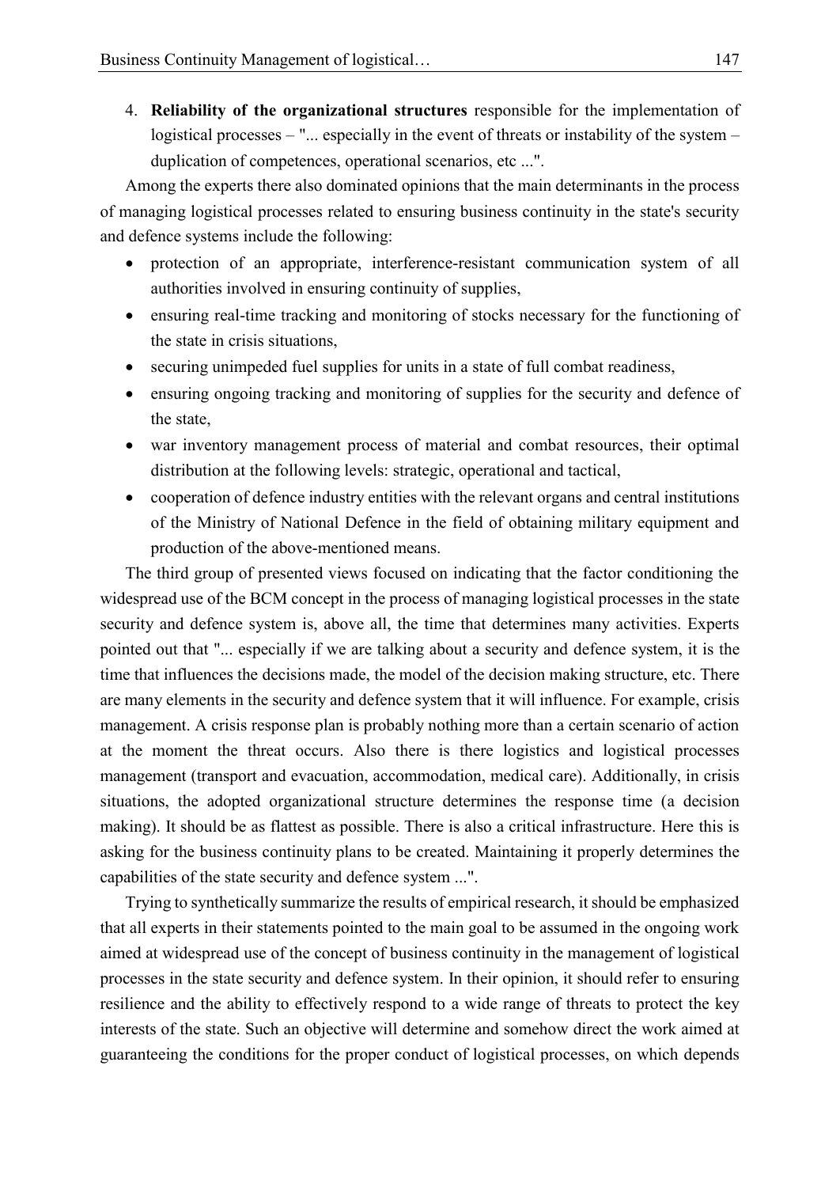4. **Reliability of the organizational structures** responsible for the implementation of logistical processes – "... especially in the event of threats or instability of the system – duplication of competences, operational scenarios, etc ...".

Among the experts there also dominated opinions that the main determinants in the process of managing logistical processes related to ensuring business continuity in the state's security and defence systems include the following:

- protection of an appropriate, interference-resistant communication system of all authorities involved in ensuring continuity of supplies,
- ensuring real-time tracking and monitoring of stocks necessary for the functioning of the state in crisis situations,
- securing unimpeded fuel supplies for units in a state of full combat readiness,
- ensuring ongoing tracking and monitoring of supplies for the security and defence of the state,
- war inventory management process of material and combat resources, their optimal distribution at the following levels: strategic, operational and tactical,
- cooperation of defence industry entities with the relevant organs and central institutions of the Ministry of National Defence in the field of obtaining military equipment and production of the above-mentioned means.

The third group of presented views focused on indicating that the factor conditioning the widespread use of the BCM concept in the process of managing logistical processes in the state security and defence system is, above all, the time that determines many activities. Experts pointed out that "... especially if we are talking about a security and defence system, it is the time that influences the decisions made, the model of the decision making structure, etc. There are many elements in the security and defence system that it will influence. For example, crisis management. A crisis response plan is probably nothing more than a certain scenario of action at the moment the threat occurs. Also there is there logistics and logistical processes management (transport and evacuation, accommodation, medical care). Additionally, in crisis situations, the adopted organizational structure determines the response time (a decision making). It should be as flattest as possible. There is also a critical infrastructure. Here this is asking for the business continuity plans to be created. Maintaining it properly determines the capabilities of the state security and defence system ...".

Trying to synthetically summarize the results of empirical research, it should be emphasized that all experts in their statements pointed to the main goal to be assumed in the ongoing work aimed at widespread use of the concept of business continuity in the management of logistical processes in the state security and defence system. In their opinion, it should refer to ensuring resilience and the ability to effectively respond to a wide range of threats to protect the key interests of the state. Such an objective will determine and somehow direct the work aimed at guaranteeing the conditions for the proper conduct of logistical processes, on which depends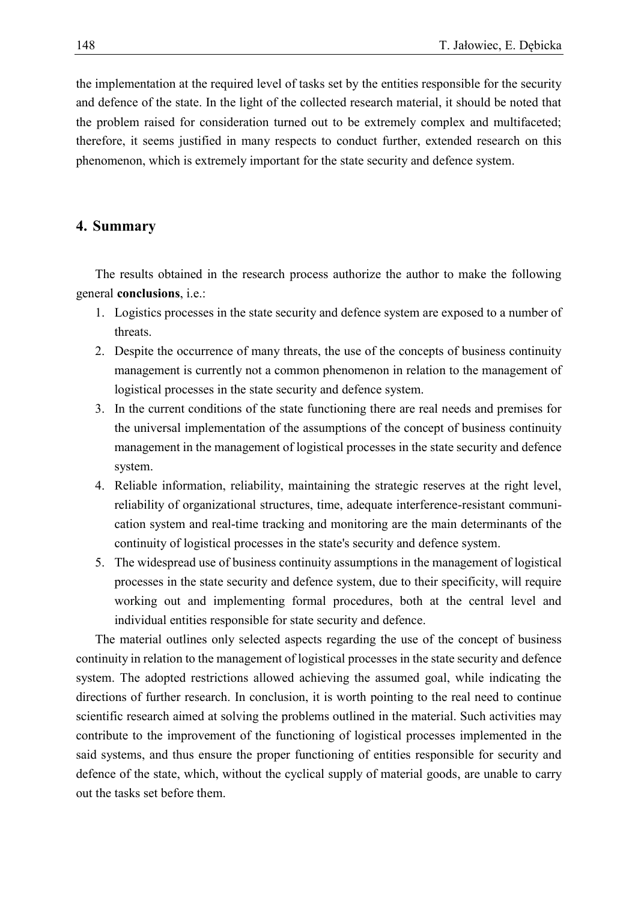the implementation at the required level of tasks set by the entities responsible for the security and defence of the state. In the light of the collected research material, it should be noted that the problem raised for consideration turned out to be extremely complex and multifaceted; therefore, it seems justified in many respects to conduct further, extended research on this phenomenon, which is extremely important for the state security and defence system.

## 4. Summary

The results obtained in the research process authorize the author to make the following general **conclusions**, i.e.:

1. Logistics processes in the state security and defence system are exposed to a number of threats.
2. Despite the occurrence of many threats, the use of the concepts of business continuity management is currently not a common phenomenon in relation to the management of logistical processes in the state security and defence system.
3. In the current conditions of the state functioning there are real needs and premises for the universal implementation of the assumptions of the concept of business continuity management in the management of logistical processes in the state security and defence system.
4. Reliable information, reliability, maintaining the strategic reserves at the right level, reliability of organizational structures, time, adequate interference-resistant communication system and real-time tracking and monitoring are the main determinants of the continuity of logistical processes in the state's security and defence system.
5. The widespread use of business continuity assumptions in the management of logistical processes in the state security and defence system, due to their specificity, will require working out and implementing formal procedures, both at the central level and individual entities responsible for state security and defence.

The material outlines only selected aspects regarding the use of the concept of business continuity in relation to the management of logistical processes in the state security and defence system. The adopted restrictions allowed achieving the assumed goal, while indicating the directions of further research. In conclusion, it is worth pointing to the real need to continue scientific research aimed at solving the problems outlined in the material. Such activities may contribute to the improvement of the functioning of logistical processes implemented in the said systems, and thus ensure the proper functioning of entities responsible for security and defence of the state, which, without the cyclical supply of material goods, are unable to carry out the tasks set before them.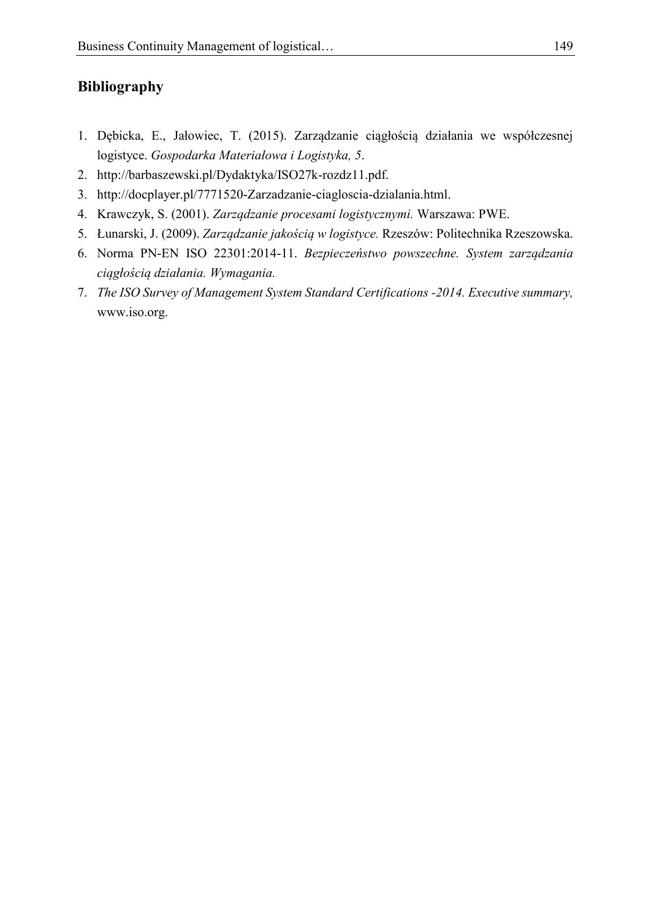## Bibliography

1. Dębicka, E., Jałowiec, T. (2015). Zarządzanie ciągłością działania we współczesnej logistyce. *Gospodarka Materiałowa i Logistyka, 5*.
2. http://barbaszewski.pl/Dydaktyka/ISO27k-rozdz11.pdf.
3. http://docplayer.pl/7771520-Zarzadzanie-ciagloscia-dzialania.html.
4. Krawczyk, S. (2001). *Zarządzanie procesami logistycznymi.* Warszawa: PWE.
5. Łunarski, J. (2009). *Zarządzanie jakością w logistyce.* Rzeszów: Politechnika Rzeszowska.
6. Norma PN-EN ISO 22301:2014-11. *Bezpieczeństwo powszechne. System zarządzania ciągłością działania. Wymagania.*
7. *The ISO Survey of Management System Standard Certifications -2014. Executive summary,* www.iso.org.